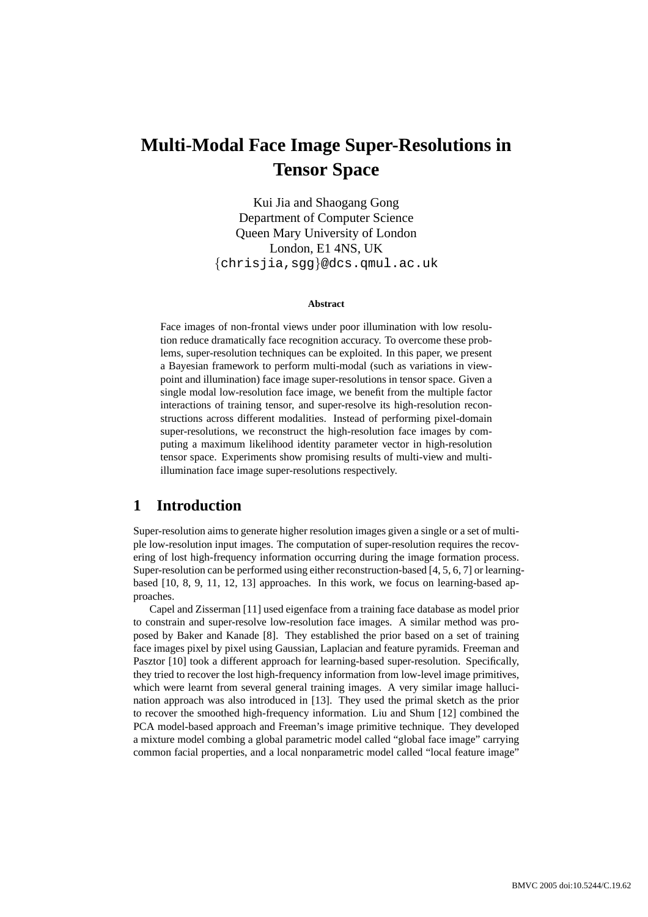# Multi-Modal Face Image Super-Resolutions in Tensor Space

Kui Jia and Shaogang Gong
Department of Computer Science
Queen Mary University of London
London, E1 4NS, UK
{chrisjia,sgg}@dcs.qmul.ac.uk

### Abstract

Face images of non-frontal views under poor illumination with low resolution reduce dramatically face recognition accuracy. To overcome these problems, super-resolution techniques can be exploited. In this paper, we present a Bayesian framework to perform multi-modal (such as variations in viewpoint and illumination) face image super-resolutions in tensor space. Given a single modal low-resolution face image, we benefit from the multiple factor interactions of training tensor, and super-resolve its high-resolution reconstructions across different modalities. Instead of performing pixel-domain super-resolutions, we reconstruct the high-resolution face images by computing a maximum likelihood identity parameter vector in high-resolution tensor space. Experiments show promising results of multi-view and multi-illumination face image super-resolutions respectively.

## 1 Introduction

Super-resolution aims to generate higher resolution images given a single or a set of multiple low-resolution input images. The computation of super-resolution requires the recovering of lost high-frequency information occurring during the image formation process. Super-resolution can be performed using either reconstruction-based [4, 5, 6, 7] or learning-based [10, 8, 9, 11, 12, 13] approaches. In this work, we focus on learning-based approaches.

Capel and Zisserman [11] used eigenface from a training face database as model prior to constrain and super-resolve low-resolution face images. A similar method was proposed by Baker and Kanade [8]. They established the prior based on a set of training face images pixel by pixel using Gaussian, Laplacian and feature pyramids. Freeman and Pasztor [10] took a different approach for learning-based super-resolution. Specifically, they tried to recover the lost high-frequency information from low-level image primitives, which were learnt from several general training images. A very similar image hallucination approach was also introduced in [13]. They used the primal sketch as the prior to recover the smoothed high-frequency information. Liu and Shum [12] combined the PCA model-based approach and Freeman's image primitive technique. They developed a mixture model combing a global parametric model called "global face image" carrying common facial properties, and a local nonparametric model called "local feature image"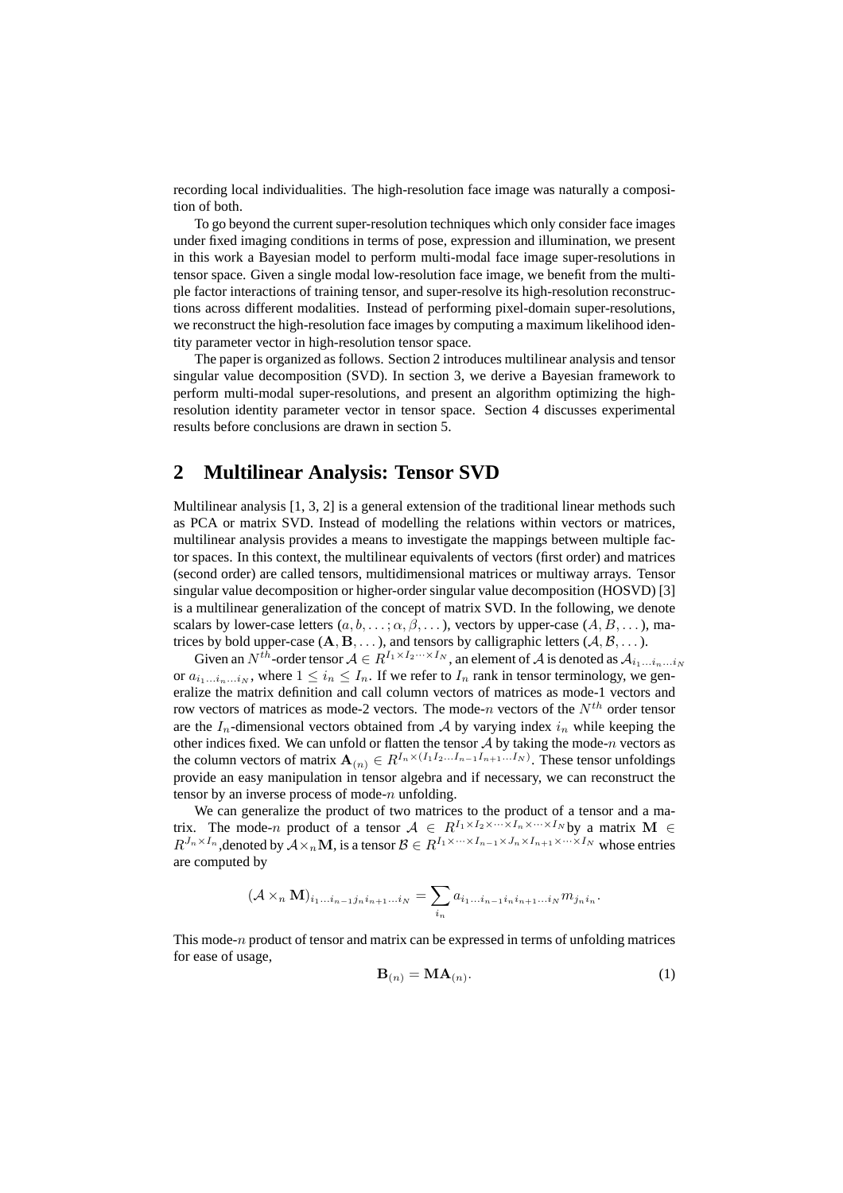recording local individualities. The high-resolution face image was naturally a composition of both.

To go beyond the current super-resolution techniques which only consider face images under fixed imaging conditions in terms of pose, expression and illumination, we present in this work a Bayesian model to perform multi-modal face image super-resolutions in tensor space. Given a single modal low-resolution face image, we benefit from the multiple factor interactions of training tensor, and super-resolve its high-resolution reconstructions across different modalities. Instead of performing pixel-domain super-resolutions, we reconstruct the high-resolution face images by computing a maximum likelihood identity parameter vector in high-resolution tensor space.

The paper is organized as follows. Section 2 introduces multilinear analysis and tensor singular value decomposition (SVD). In section 3, we derive a Bayesian framework to perform multi-modal super-resolutions, and present an algorithm optimizing the high-resolution identity parameter vector in tensor space. Section 4 discusses experimental results before conclusions are drawn in section 5.

## 2 Multilinear Analysis: Tensor SVD

Multilinear analysis [1, 3, 2] is a general extension of the traditional linear methods such as PCA or matrix SVD. Instead of modelling the relations within vectors or matrices, multilinear analysis provides a means to investigate the mappings between multiple factor spaces. In this context, the multilinear equivalents of vectors (first order) and matrices (second order) are called tensors, multidimensional matrices or multiway arrays. Tensor singular value decomposition or higher-order singular value decomposition (HOSVD) [3] is a multilinear generalization of the concept of matrix SVD. In the following, we denote scalars by lower-case letters $(a, b, \dots; \alpha, \beta, \dots)$, vectors by upper-case $(A, B, \dots)$, matrices by bold upper-case $(\mathbf{A}, \mathbf{B}, \dots)$, and tensors by calligraphic letters $(\mathcal{A}, \mathcal{B}, \dots)$.

Given an $N^{th}$-order tensor $\mathcal{A} \in R^{I_1 \times I_2 \cdots \times I_N}$, an element of $\mathcal{A}$ is denoted as $\mathcal{A}_{i_1 \dots i_n \dots i_N}$ or $a_{i_1 \dots i_n \dots i_N}$, where $1 \leq i_n \leq I_n$. If we refer to $I_n$ rank in tensor terminology, we generalize the matrix definition and call column vectors of matrices as mode-1 vectors and row vectors of matrices as mode-2 vectors. The mode-$n$ vectors of the $N^{th}$ order tensor are the $I_n$-dimensional vectors obtained from $\mathcal{A}$ by varying index $i_n$ while keeping the other indices fixed. We can unfold or flatten the tensor $\mathcal{A}$ by taking the mode-$n$ vectors as the column vectors of matrix $\mathbf{A}_{(n)} \in R^{I_n \times (I_1 I_2 \dots I_{n-1} I_{n+1} \dots I_N)}$. These tensor unfoldings provide an easy manipulation in tensor algebra and if necessary, we can reconstruct the tensor by an inverse process of mode-$n$ unfolding.

We can generalize the product of two matrices to the product of a tensor and a matrix. The mode-$n$ product of a tensor $\mathcal{A} \in R^{I_1 \times I_2 \times \cdots \times I_n \times \cdots \times I_N}$ by a matrix $\mathbf{M} \in R^{J_n \times I_n}$, denoted by $\mathcal{A} \times_n \mathbf{M}$, is a tensor $\mathcal{B} \in R^{I_1 \times \cdots \times I_{n-1} \times J_n \times I_{n+1} \times \cdots \times I_N}$ whose entries are computed by

$$(\mathcal{A} \times_n \mathbf{M})_{i_1 \dots i_{n-1} j_n i_{n+1} \dots i_N} = \sum_{i_n} a_{i_1 \dots i_{n-1} i_n i_{n+1} \dots i_N} m_{j_n i_n}.$$

This mode-$n$ product of tensor and matrix can be expressed in terms of unfolding matrices for ease of usage,

$$\mathbf{B}_{(n)} = \mathbf{M} \mathbf{A}_{(n)}. \tag{1}$$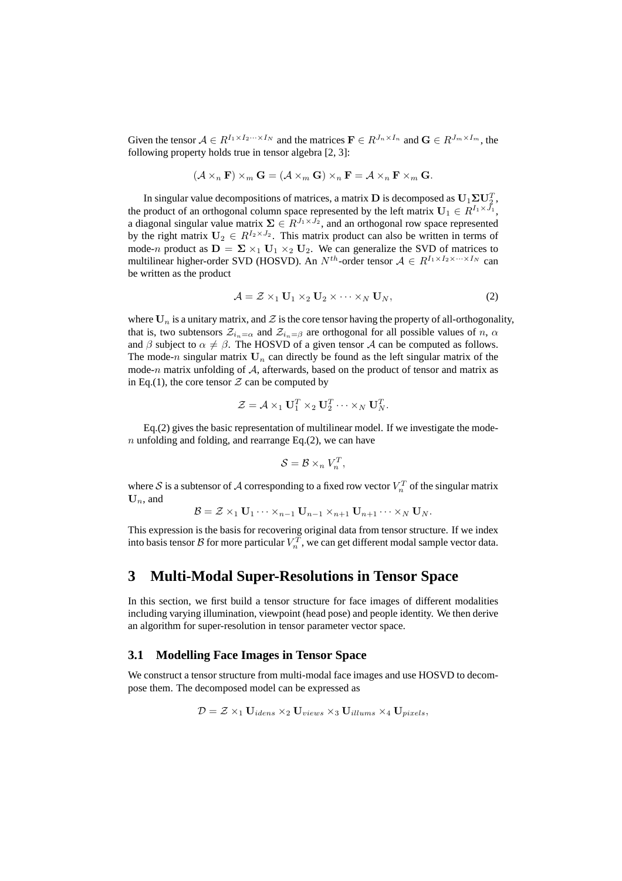Given the tensor $\mathcal{A} \in R^{I_1 \times I_2 \cdots \times I_N}$ and the matrices $\mathbf{F} \in R^{J_n \times I_n}$ and $\mathbf{G} \in R^{J_m \times I_m}$, the following property holds true in tensor algebra [2, 3]:

$$(\mathcal{A} \times_n \mathbf{F}) \times_m \mathbf{G} = (\mathcal{A} \times_m \mathbf{G}) \times_n \mathbf{F} = \mathcal{A} \times_n \mathbf{F} \times_m \mathbf{G}.$$

In singular value decompositions of matrices, a matrix $\mathbf{D}$ is decomposed as $\mathbf{U}_1 \mathbf{\Sigma} \mathbf{U}_2^T$, the product of an orthogonal column space represented by the left matrix $\mathbf{U}_1 \in R^{I_1 \times J_1}$, a diagonal singular value matrix $\mathbf{\Sigma} \in R^{J_1 \times J_2}$, and an orthogonal row space represented by the right matrix $\mathbf{U}_2 \in R^{I_2 \times J_2}$. This matrix product can also be written in terms of mode-$n$ product as $\mathbf{D} = \mathbf{\Sigma} \times_1 \mathbf{U}_1 \times_2 \mathbf{U}_2$. We can generalize the SVD of matrices to multilinear higher-order SVD (HOSVD). An $N^{th}$-order tensor $\mathcal{A} \in R^{I_1 \times I_2 \times \cdots \times I_N}$ can be written as the product

$$\mathcal{A} = \mathcal{Z} \times_1 \mathbf{U}_1 \times_2 \mathbf{U}_2 \times \cdots \times_N \mathbf{U}_N, \tag{2}$$

where $\mathbf{U}_n$ is a unitary matrix, and $\mathcal{Z}$ is the core tensor having the property of all-orthogonality, that is, two subtensors $\mathcal{Z}_{i_n=\alpha}$ and $\mathcal{Z}_{i_n=\beta}$ are orthogonal for all possible values of $n$, $\alpha$ and $\beta$ subject to $\alpha \neq \beta$. The HOSVD of a given tensor $\mathcal{A}$ can be computed as follows. The mode-$n$ singular matrix $\mathbf{U}_n$ can directly be found as the left singular matrix of the mode-$n$ matrix unfolding of $\mathcal{A}$, afterwards, based on the product of tensor and matrix as in Eq.(1), the core tensor $\mathcal{Z}$ can be computed by

$$\mathcal{Z} = \mathcal{A} \times_1 \mathbf{U}_1^T \times_2 \mathbf{U}_2^T \cdots \times_N \mathbf{U}_N^T.$$

Eq.(2) gives the basic representation of multilinear model. If we investigate the mode-$n$ unfolding and folding, and rearrange Eq.(2), we can have

$$\mathcal{S} = \mathcal{B} \times_n V_n^T,$$

where $\mathcal{S}$ is a subtensor of $\mathcal{A}$ corresponding to a fixed row vector $V_n^T$ of the singular matrix $\mathbf{U}_n$, and

$$\mathcal{B} = \mathcal{Z} \times_1 \mathbf{U}_1 \cdots \times_{n-1} \mathbf{U}_{n-1} \times_{n+1} \mathbf{U}_{n+1} \cdots \times_N \mathbf{U}_N.$$

This expression is the basis for recovering original data from tensor structure. If we index into basis tensor $\mathcal{B}$ for more particular $V_n^T$, we can get different modal sample vector data.

# 3 Multi-Modal Super-Resolutions in Tensor Space

In this section, we first build a tensor structure for face images of different modalities including varying illumination, viewpoint (head pose) and people identity. We then derive an algorithm for super-resolution in tensor parameter vector space.

## 3.1 Modelling Face Images in Tensor Space

We construct a tensor structure from multi-modal face images and use HOSVD to decompose them. The decomposed model can be expressed as

$$\mathcal{D} = \mathcal{Z} \times_1 \mathbf{U}_{idens} \times_2 \mathbf{U}_{views} \times_3 \mathbf{U}_{illums} \times_4 \mathbf{U}_{pixels},$$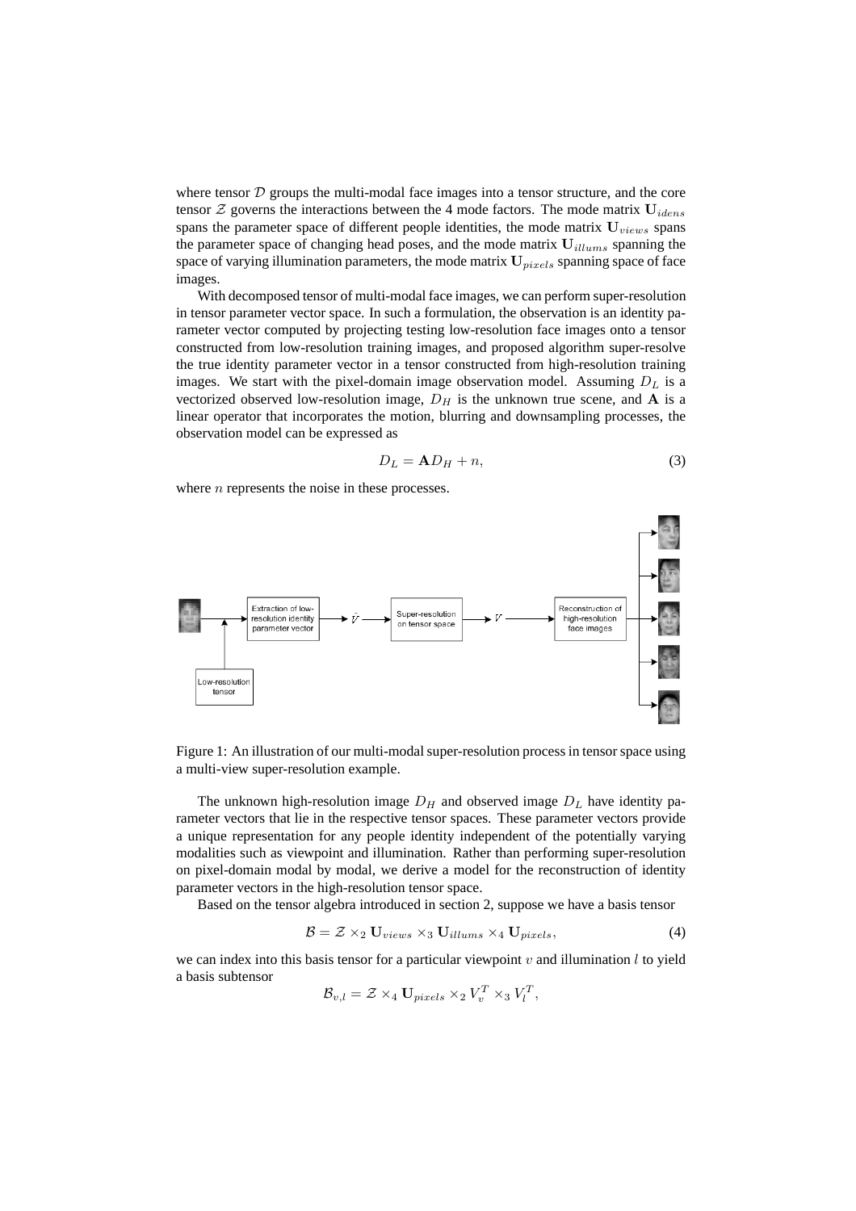where tensor $\mathcal{D}$ groups the multi-modal face images into a tensor structure, and the core tensor $\mathcal{Z}$ governs the interactions between the 4 mode factors. The mode matrix $\mathbf{U}_{idens}$ spans the parameter space of different people identities, the mode matrix $\mathbf{U}_{views}$ spans the parameter space of changing head poses, and the mode matrix $\mathbf{U}_{illums}$ spanning the space of varying illumination parameters, the mode matrix $\mathbf{U}_{pixels}$ spanning space of face images.

With decomposed tensor of multi-modal face images, we can perform super-resolution in tensor parameter vector space. In such a formulation, the observation is an identity parameter vector computed by projecting testing low-resolution face images onto a tensor constructed from low-resolution training images, and proposed algorithm super-resolve the true identity parameter vector in a tensor constructed from high-resolution training images. We start with the pixel-domain image observation model. Assuming $D_L$ is a vectorized observed low-resolution image, $D_H$ is the unknown true scene, and $\mathbf{A}$ is a linear operator that incorporates the motion, blurring and downsampling processes, the observation model can be expressed as

$$D_L = \mathbf{A} D_H + n, \tag{3}$$

where $n$ represents the noise in these processes.

Figure 1: An illustration of our multi-modal super-resolution process in tensor space using a multi-view super-resolution example.

The unknown high-resolution image $D_H$ and observed image $D_L$ have identity parameter vectors that lie in the respective tensor spaces. These parameter vectors provide a unique representation for any people identity independent of the potentially varying modalities such as viewpoint and illumination. Rather than performing super-resolution on pixel-domain modal by modal, we derive a model for the reconstruction of identity parameter vectors in the high-resolution tensor space.

Based on the tensor algebra introduced in section 2, suppose we have a basis tensor

$$\mathcal{B} = \mathcal{Z} \times_2 \mathbf{U}_{views} \times_3 \mathbf{U}_{illums} \times_4 \mathbf{U}_{pixels}, \tag{4}$$

we can index into this basis tensor for a particular viewpoint $v$ and illumination $l$ to yield a basis subtensor

$$\mathcal{B}_{v,l} = \mathcal{Z} \times_4 \mathbf{U}_{pixels} \times_2 V_v^T \times_3 V_l^T,$$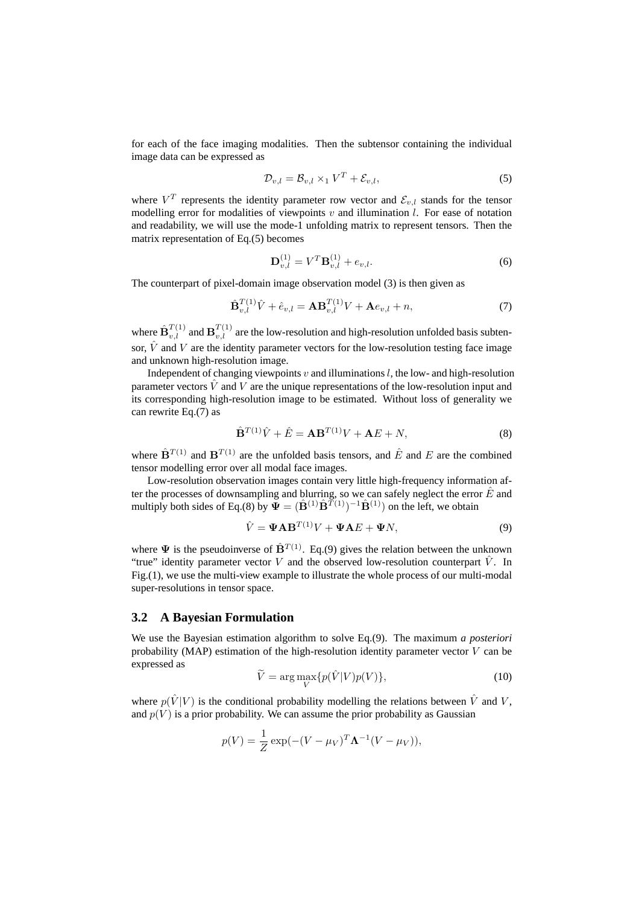for each of the face imaging modalities. Then the subtensor containing the individual image data can be expressed as

$$\mathcal{D}_{v,l} = \mathcal{B}_{v,l} \times_1 V^T + \mathcal{E}_{v,l}, \tag{5}$$

where $V^T$ represents the identity parameter row vector and $\mathcal{E}_{v,l}$ stands for the tensor modelling error for modalities of viewpoints $v$ and illumination $l$. For ease of notation and readability, we will use the mode-1 unfolding matrix to represent tensors. Then the matrix representation of Eq.(5) becomes

$$\mathbf{D}_{v,l}^{(1)} = V^T \mathbf{B}_{v,l}^{(1)} + e_{v,l}. \tag{6}$$

The counterpart of pixel-domain image observation model (3) is then given as

$$\hat{\mathbf{B}}_{v,l}^{T(1)} \hat{V} + \hat{e}_{v,l} = \mathbf{A} \mathbf{B}_{v,l}^{T(1)} V + \mathbf{A} e_{v,l} + n, \tag{7}$$

where $\hat{\mathbf{B}}_{v,l}^{T(1)}$ and $\mathbf{B}_{v,l}^{T(1)}$ are the low-resolution and high-resolution unfolded basis subtensor, $\hat{V}$ and $V$ are the identity parameter vectors for the low-resolution testing face image and unknown high-resolution image.

Independent of changing viewpoints $v$ and illuminations $l$, the low- and high-resolution parameter vectors $\hat{V}$ and $V$ are the unique representations of the low-resolution input and its corresponding high-resolution image to be estimated. Without loss of generality we can rewrite Eq.(7) as

$$\hat{\mathbf{B}}^{T(1)} \hat{V} + \hat{E} = \mathbf{A} \mathbf{B}^{T(1)} V + \mathbf{A} E + N, \tag{8}$$

where $\hat{\mathbf{B}}^{T(1)}$ and $\mathbf{B}^{T(1)}$ are the unfolded basis tensors, and $\hat{E}$ and $E$ are the combined tensor modelling error over all modal face images.

Low-resolution observation images contain very little high-frequency information after the processes of downsampling and blurring, so we can safely neglect the error $\hat{E}$ and multiply both sides of Eq.(8) by $\mathbf{\Psi} = (\hat{\mathbf{B}}^{(1)} \hat{\mathbf{B}}^{T(1)})^{-1} \hat{\mathbf{B}}^{(1)})$ on the left, we obtain

$$\hat{V} = \mathbf{\Psi} \mathbf{A} \mathbf{B}^{T(1)} V + \mathbf{\Psi} \mathbf{A} E + \mathbf{\Psi} N, \tag{9}$$

where $\mathbf{\Psi}$ is the pseudoinverse of $\hat{\mathbf{B}}^{T(1)}$. Eq.(9) gives the relation between the unknown "true" identity parameter vector $V$ and the observed low-resolution counterpart $\hat{V}$. In Fig.(1), we use the multi-view example to illustrate the whole process of our multi-modal super-resolutions in tensor space.

## 3.2 A Bayesian Formulation

We use the Bayesian estimation algorithm to solve Eq.(9). The maximum *a posteriori* probability (MAP) estimation of the high-resolution identity parameter vector $V$ can be expressed as

$$\widetilde{V} = \arg\max_{V} \{ p(\hat{V}|V) p(V) \}, \tag{10}$$

where $p(\hat{V}|V)$ is the conditional probability modelling the relations between $\hat{V}$ and $V$, and $p(V)$ is a prior probability. We can assume the prior probability as Gaussian

$$p(V) = \frac{1}{Z} \exp(-(V - \mu_V)^T \mathbf{\Lambda}^{-1} (V - \mu_V)),$$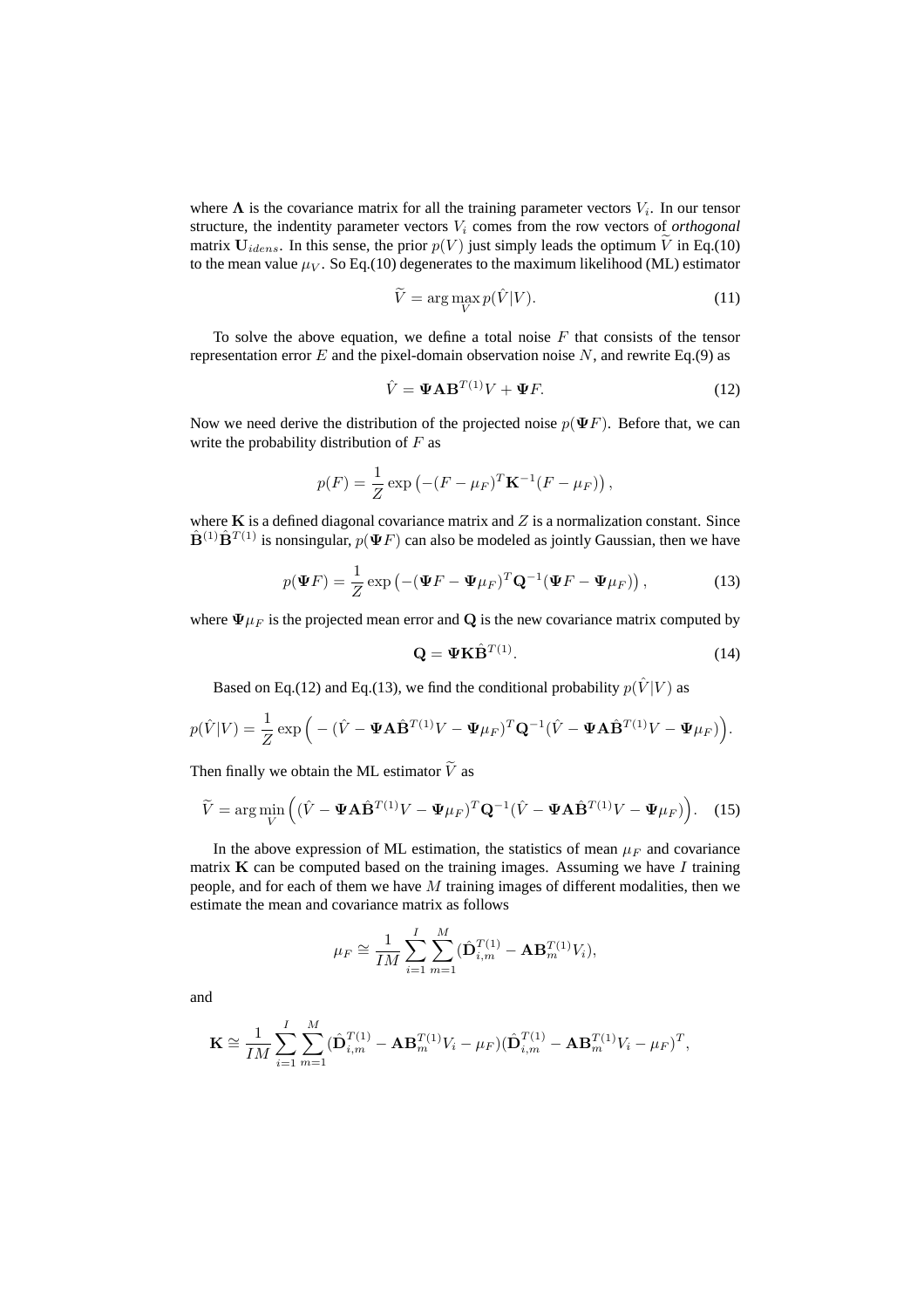where $\mathbf{\Lambda}$ is the covariance matrix for all the training parameter vectors $V_i$. In our tensor structure, the indentity parameter vectors $V_i$ comes from the row vectors of *orthogonal* matrix $\mathbf{U}_{idens}$. In this sense, the prior $p(V)$ just simply leads the optimum $\widetilde{V}$ in Eq.(10) to the mean value $\mu_V$. So Eq.(10) degenerates to the maximum likelihood (ML) estimator

$$\widetilde{V} = \arg\max_{V} p(\hat{V}|V). \tag{11}$$

To solve the above equation, we define a total noise $F$ that consists of the tensor representation error $E$ and the pixel-domain observation noise $N$, and rewrite Eq.(9) as

$$\hat{V} = \mathbf{\Psi}\mathbf{A}\mathbf{B}^{T(1)}V + \mathbf{\Psi}F. \tag{12}$$

Now we need derive the distribution of the projected noise $p(\mathbf{\Psi}F)$. Before that, we can write the probability distribution of $F$ as

$$p(F) = \frac{1}{Z}\exp\left(-(F-\mu_F)^T\mathbf{K}^{-1}(F-\mu_F)\right),$$

where $\mathbf{K}$ is a defined diagonal covariance matrix and $Z$ is a normalization constant. Since $\hat{\mathbf{B}}^{(1)}\hat{\mathbf{B}}^{T(1)}$ is nonsingular, $p(\mathbf{\Psi}F)$ can also be modeled as jointly Gaussian, then we have

$$p(\mathbf{\Psi}F) = \frac{1}{Z}\exp\left(-(\mathbf{\Psi}F-\mathbf{\Psi}\mu_F)^T\mathbf{Q}^{-1}(\mathbf{\Psi}F-\mathbf{\Psi}\mu_F)\right), \tag{13}$$

where $\mathbf{\Psi}\mu_F$ is the projected mean error and $\mathbf{Q}$ is the new covariance matrix computed by

$$\mathbf{Q} = \mathbf{\Psi}\mathbf{K}\hat{\mathbf{B}}^{T(1)}. \tag{14}$$

Based on Eq.(12) and Eq.(13), we find the conditional probability $p(\hat{V}|V)$ as

$$p(\hat{V}|V) = \frac{1}{Z}\exp\Big(-(\hat{V}-\mathbf{\Psi}\mathbf{A}\hat{\mathbf{B}}^{T(1)}V-\mathbf{\Psi}\mu_F)^T\mathbf{Q}^{-1}(\hat{V}-\mathbf{\Psi}\mathbf{A}\hat{\mathbf{B}}^{T(1)}V-\mathbf{\Psi}\mu_F)\Big).$$

Then finally we obtain the ML estimator $\widetilde{V}$ as

$$\widetilde{V} = \arg\min_{V}\Big((\hat{V}-\mathbf{\Psi}\mathbf{A}\hat{\mathbf{B}}^{T(1)}V-\mathbf{\Psi}\mu_F)^T\mathbf{Q}^{-1}(\hat{V}-\mathbf{\Psi}\mathbf{A}\hat{\mathbf{B}}^{T(1)}V-\mathbf{\Psi}\mu_F)\Big). \tag{15}$$

In the above expression of ML estimation, the statistics of mean $\mu_F$ and covariance matrix $\mathbf{K}$ can be computed based on the training images. Assuming we have $I$ training people, and for each of them we have $M$ training images of different modalities, then we estimate the mean and covariance matrix as follows

$$\mu_F \cong \frac{1}{IM}\sum_{i=1}^{I}\sum_{m=1}^{M}(\hat{\mathbf{D}}_{i,m}^{T(1)} - \mathbf{A}\mathbf{B}_m^{T(1)}V_i),$$

and

$$\mathbf{K} \cong \frac{1}{IM}\sum_{i=1}^{I}\sum_{m=1}^{M}(\hat{\mathbf{D}}_{i,m}^{T(1)} - \mathbf{A}\mathbf{B}_m^{T(1)}V_i - \mu_F)(\hat{\mathbf{D}}_{i,m}^{T(1)} - \mathbf{A}\mathbf{B}_m^{T(1)}V_i - \mu_F)^T,$$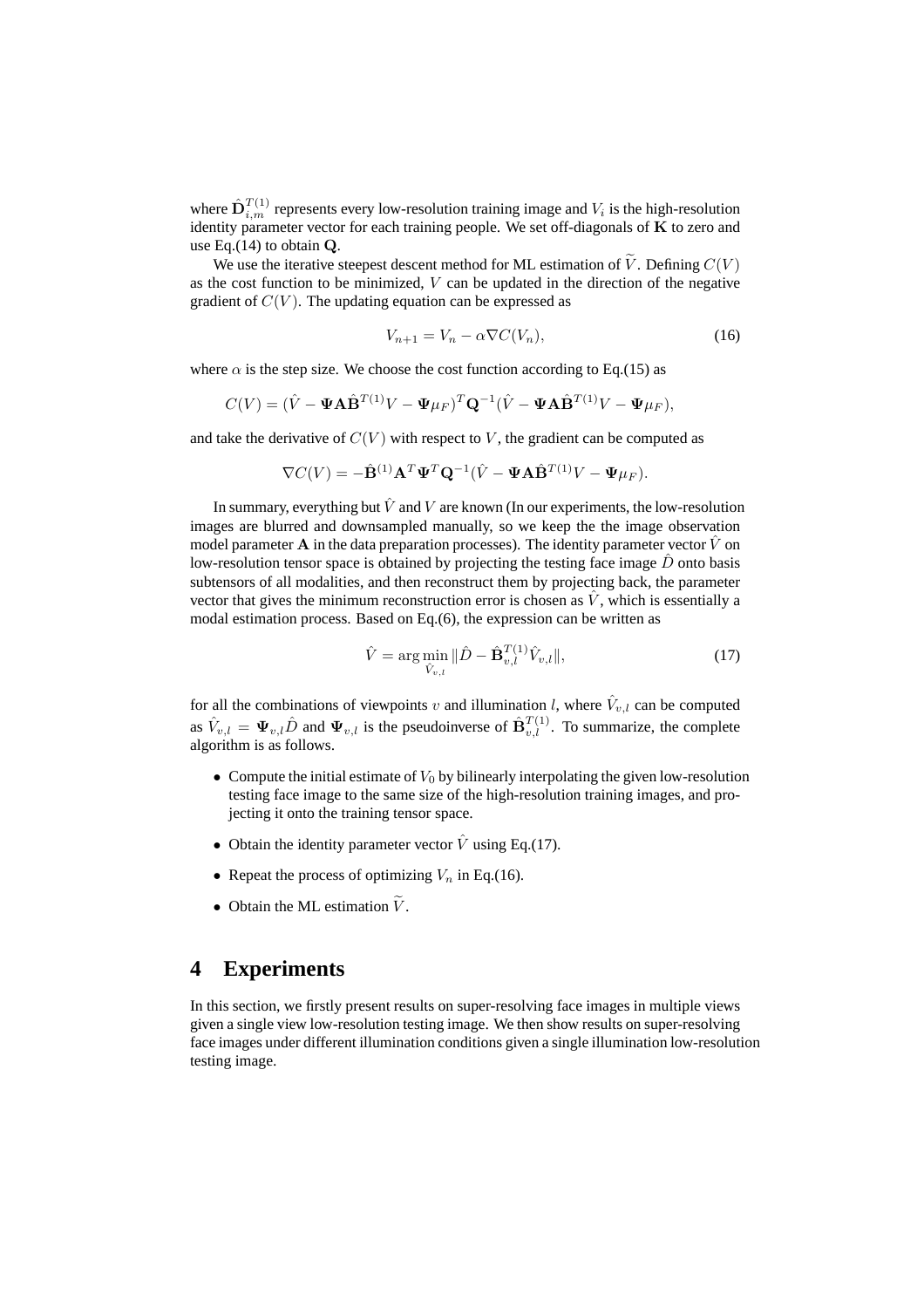where $\hat{\mathbf{D}}_{i,m}^{T(1)}$ represents every low-resolution training image and $V_i$ is the high-resolution identity parameter vector for each training people. We set off-diagonals of $\mathbf{K}$ to zero and use Eq.(14) to obtain $\mathbf{Q}$.

We use the iterative steepest descent method for ML estimation of $\widetilde{V}$. Defining $C(V)$ as the cost function to be minimized, $V$ can be updated in the direction of the negative gradient of $C(V)$. The updating equation can be expressed as

$$V_{n+1} = V_n - \alpha \nabla C(V_n), \tag{16}$$

where $\alpha$ is the step size. We choose the cost function according to Eq.(15) as

$$C(V) = (\hat{V} - \mathbf{\Psi}\mathbf{A}\hat{\mathbf{B}}^{T(1)}V - \mathbf{\Psi}\mu_F)^T \mathbf{Q}^{-1}(\hat{V} - \mathbf{\Psi}\mathbf{A}\hat{\mathbf{B}}^{T(1)}V - \mathbf{\Psi}\mu_F),$$

and take the derivative of $C(V)$ with respect to $V$, the gradient can be computed as

$$\nabla C(V) = -\hat{\mathbf{B}}^{(1)}\mathbf{A}^T\mathbf{\Psi}^T\mathbf{Q}^{-1}(\hat{V} - \mathbf{\Psi}\mathbf{A}\hat{\mathbf{B}}^{T(1)}V - \mathbf{\Psi}\mu_F).$$

In summary, everything but $\hat{V}$ and $V$ are known (In our experiments, the low-resolution images are blurred and downsampled manually, so we keep the the image observation model parameter $\mathbf{A}$ in the data preparation processes). The identity parameter vector $\hat{V}$ on low-resolution tensor space is obtained by projecting the testing face image $\hat{D}$ onto basis subtensors of all modalities, and then reconstruct them by projecting back, the parameter vector that gives the minimum reconstruction error is chosen as $\hat{V}$, which is essentially a modal estimation process. Based on Eq.(6), the expression can be written as

$$\hat{V} = \arg\min_{\hat{V}_{v,l}} \|\hat{D} - \hat{\mathbf{B}}_{v,l}^{T(1)}\hat{V}_{v,l}\|, \tag{17}$$

for all the combinations of viewpoints $v$ and illumination $l$, where $\hat{V}_{v,l}$ can be computed as $\hat{V}_{v,l} = \mathbf{\Psi}_{v,l}\hat{D}$ and $\mathbf{\Psi}_{v,l}$ is the pseudoinverse of $\hat{\mathbf{B}}_{v,l}^{T(1)}$. To summarize, the complete algorithm is as follows.

- Compute the initial estimate of $V_0$ by bilinearly interpolating the given low-resolution testing face image to the same size of the high-resolution training images, and projecting it onto the training tensor space.
- Obtain the identity parameter vector $\hat{V}$ using Eq.(17).
- Repeat the process of optimizing $V_n$ in Eq.(16).
- Obtain the ML estimation $\widetilde{V}$.

# 4 Experiments

In this section, we firstly present results on super-resolving face images in multiple views given a single view low-resolution testing image. We then show results on super-resolving face images under different illumination conditions given a single illumination low-resolution testing image.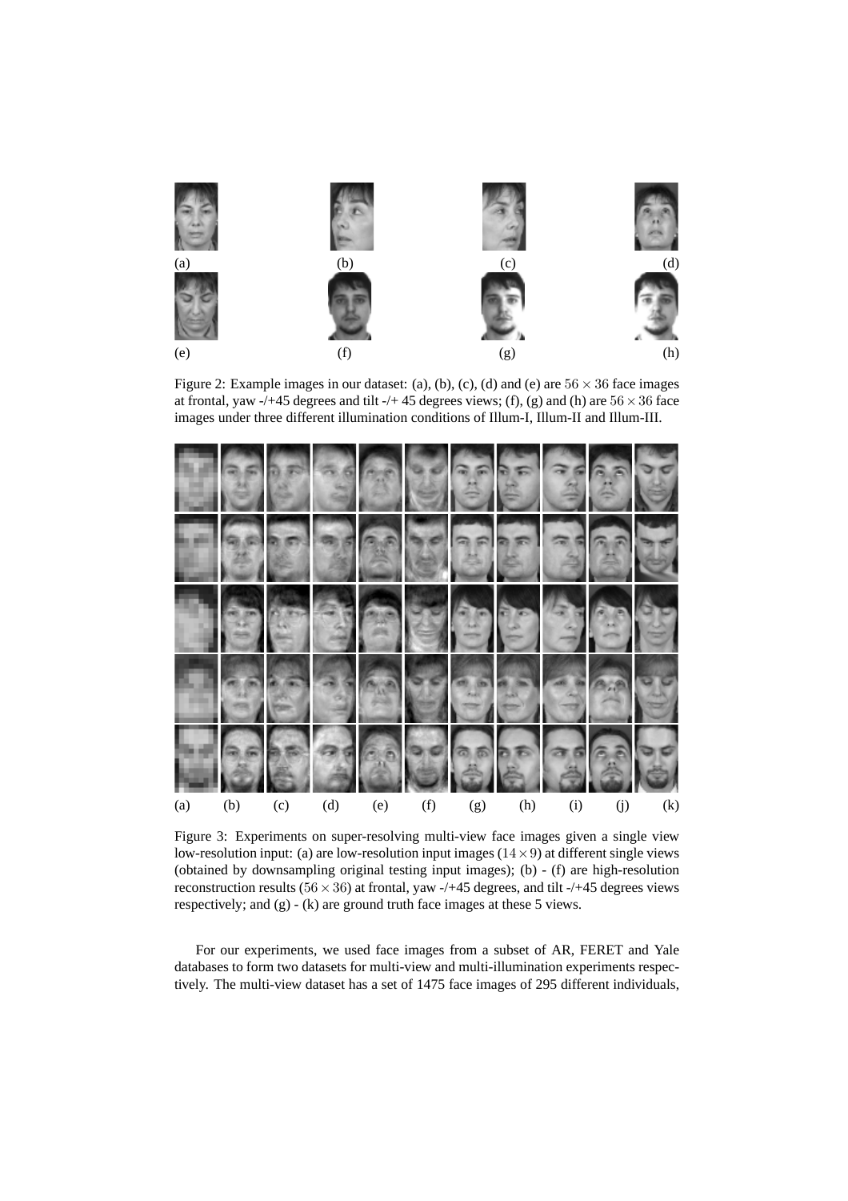(a) (b) (c) (d)

(e) (f) (g) (h)

Figure 2: Example images in our dataset: (a), (b), (c), (d) and (e) are $56 \times 36$ face images at frontal, yaw -/+45 degrees and tilt -/+ 45 degrees views; (f), (g) and (h) are $56 \times 36$ face images under three different illumination conditions of Illum-I, Illum-II and Illum-III.

(a) (b) (c) (d) (e) (f) (g) (h) (i) (j) (k)

Figure 3: Experiments on super-resolving multi-view face images given a single view low-resolution input: (a) are low-resolution input images ($14 \times 9$) at different single views (obtained by downsampling original testing input images); (b) - (f) are high-resolution reconstruction results ($56 \times 36$) at frontal, yaw -/+45 degrees, and tilt -/+45 degrees views respectively; and (g) - (k) are ground truth face images at these 5 views.

For our experiments, we used face images from a subset of AR, FERET and Yale databases to form two datasets for multi-view and multi-illumination experiments respectively. The multi-view dataset has a set of 1475 face images of 295 different individuals,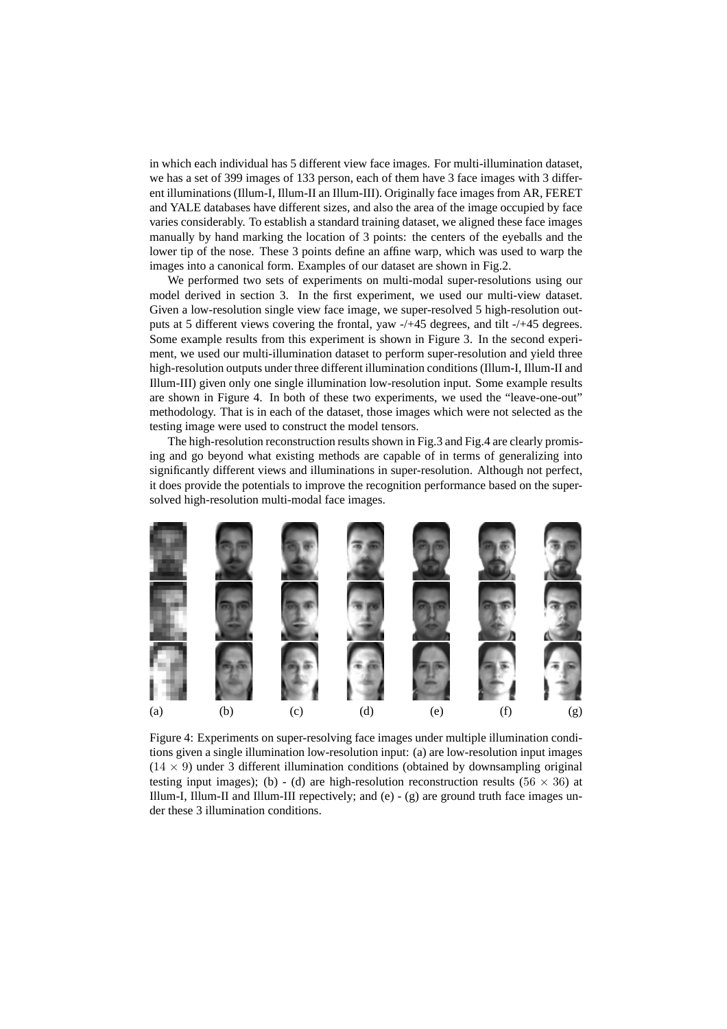in which each individual has 5 different view face images. For multi-illumination dataset, we has a set of 399 images of 133 person, each of them have 3 face images with 3 different illuminations (Illum-I, Illum-II an Illum-III). Originally face images from AR, FERET and YALE databases have different sizes, and also the area of the image occupied by face varies considerably. To establish a standard training dataset, we aligned these face images manually by hand marking the location of 3 points: the centers of the eyeballs and the lower tip of the nose. These 3 points define an affine warp, which was used to warp the images into a canonical form. Examples of our dataset are shown in Fig.2.

We performed two sets of experiments on multi-modal super-resolutions using our model derived in section 3. In the first experiment, we used our multi-view dataset. Given a low-resolution single view face image, we super-resolved 5 high-resolution outputs at 5 different views covering the frontal, yaw -/+45 degrees, and tilt -/+45 degrees. Some example results from this experiment is shown in Figure 3. In the second experiment, we used our multi-illumination dataset to perform super-resolution and yield three high-resolution outputs under three different illumination conditions (Illum-I, Illum-II and Illum-III) given only one single illumination low-resolution input. Some example results are shown in Figure 4. In both of these two experiments, we used the "leave-one-out" methodology. That is in each of the dataset, those images which were not selected as the testing image were used to construct the model tensors.

The high-resolution reconstruction results shown in Fig.3 and Fig.4 are clearly promising and go beyond what existing methods are capable of in terms of generalizing into significantly different views and illuminations in super-resolution. Although not perfect, it does provide the potentials to improve the recognition performance based on the super-solved high-resolution multi-modal face images.

(a) (b) (c) (d) (e) (f) (g)

Figure 4: Experiments on super-resolving face images under multiple illumination conditions given a single illumination low-resolution input: (a) are low-resolution input images ($14 \times 9$) under 3 different illumination conditions (obtained by downsampling original testing input images); (b) - (d) are high-resolution reconstruction results ($56 \times 36$) at Illum-I, Illum-II and Illum-III repectively; and (e) - (g) are ground truth face images under these 3 illumination conditions.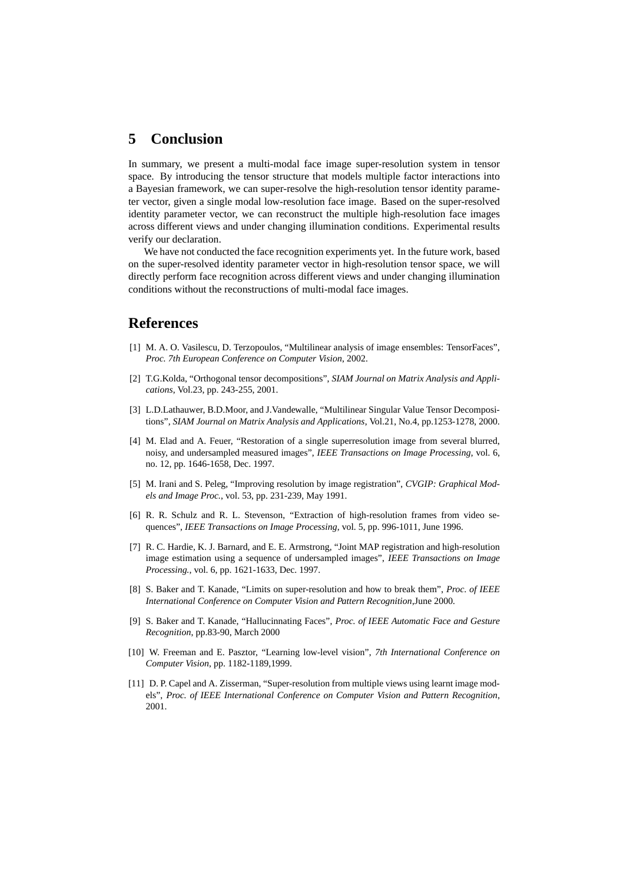## 5 Conclusion

In summary, we present a multi-modal face image super-resolution system in tensor space. By introducing the tensor structure that models multiple factor interactions into a Bayesian framework, we can super-resolve the high-resolution tensor identity parameter vector, given a single modal low-resolution face image. Based on the super-resolved identity parameter vector, we can reconstruct the multiple high-resolution face images across different views and under changing illumination conditions. Experimental results verify our declaration.

We have not conducted the face recognition experiments yet. In the future work, based on the super-resolved identity parameter vector in high-resolution tensor space, we will directly perform face recognition across different views and under changing illumination conditions without the reconstructions of multi-modal face images.

## References

[1] M. A. O. Vasilescu, D. Terzopoulos, "Multilinear analysis of image ensembles: TensorFaces", *Proc. 7th European Conference on Computer Vision*, 2002.

[2] T.G.Kolda, "Orthogonal tensor decompositions", *SIAM Journal on Matrix Analysis and Applications*, Vol.23, pp. 243-255, 2001.

[3] L.D.Lathauwer, B.D.Moor, and J.Vandewalle, "Multilinear Singular Value Tensor Decompositions", *SIAM Journal on Matrix Analysis and Applications*, Vol.21, No.4, pp.1253-1278, 2000.

[4] M. Elad and A. Feuer, "Restoration of a single superresolution image from several blurred, noisy, and undersampled measured images", *IEEE Transactions on Image Processing*, vol. 6, no. 12, pp. 1646-1658, Dec. 1997.

[5] M. Irani and S. Peleg, "Improving resolution by image registration", *CVGIP: Graphical Models and Image Proc.*, vol. 53, pp. 231-239, May 1991.

[6] R. R. Schulz and R. L. Stevenson, "Extraction of high-resolution frames from video sequences", *IEEE Transactions on Image Processing*, vol. 5, pp. 996-1011, June 1996.

[7] R. C. Hardie, K. J. Barnard, and E. E. Armstrong, "Joint MAP registration and high-resolution image estimation using a sequence of undersampled images", *IEEE Transactions on Image Processing.*, vol. 6, pp. 1621-1633, Dec. 1997.

[8] S. Baker and T. Kanade, "Limits on super-resolution and how to break them", *Proc. of IEEE International Conference on Computer Vision and Pattern Recognition*,June 2000.

[9] S. Baker and T. Kanade, "Hallucinnating Faces", *Proc. of IEEE Automatic Face and Gesture Recognition*, pp.83-90, March 2000

[10] W. Freeman and E. Pasztor, "Learning low-level vision", *7th International Conference on Computer Vision*, pp. 1182-1189,1999.

[11] D. P. Capel and A. Zisserman, "Super-resolution from multiple views using learnt image models", *Proc. of IEEE International Conference on Computer Vision and Pattern Recognition*, 2001.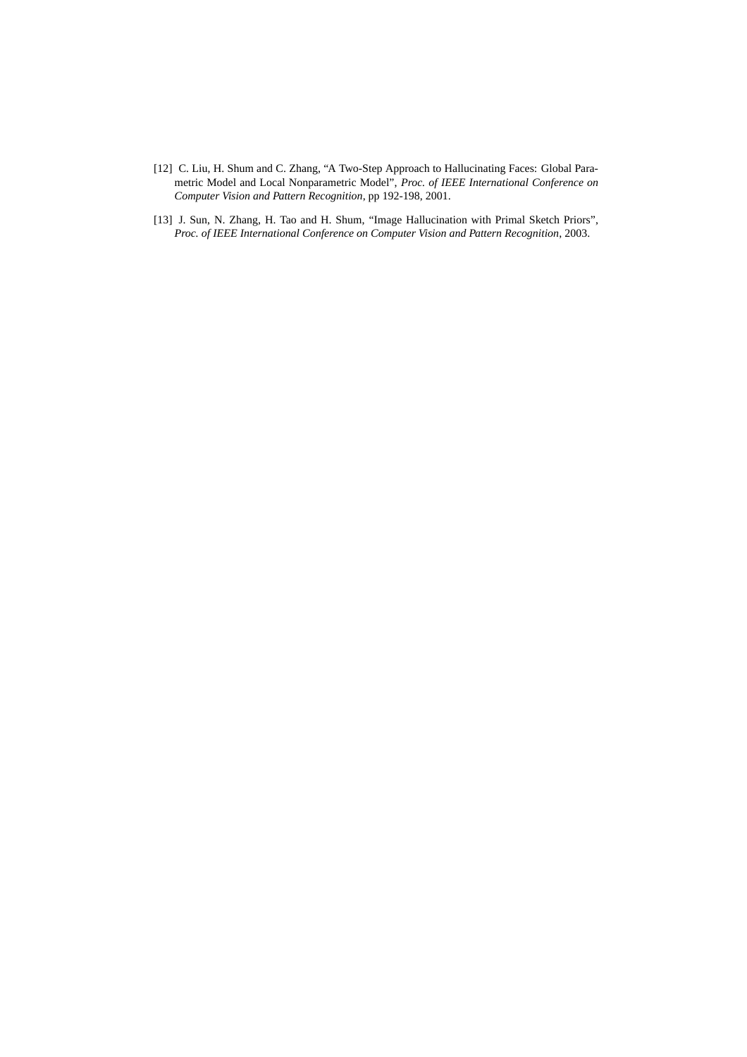[12] C. Liu, H. Shum and C. Zhang, "A Two-Step Approach to Hallucinating Faces: Global Parametric Model and Local Nonparametric Model", *Proc. of IEEE International Conference on Computer Vision and Pattern Recognition*, pp 192-198, 2001.

[13] J. Sun, N. Zhang, H. Tao and H. Shum, "Image Hallucination with Primal Sketch Priors", *Proc. of IEEE International Conference on Computer Vision and Pattern Recognition*, 2003.